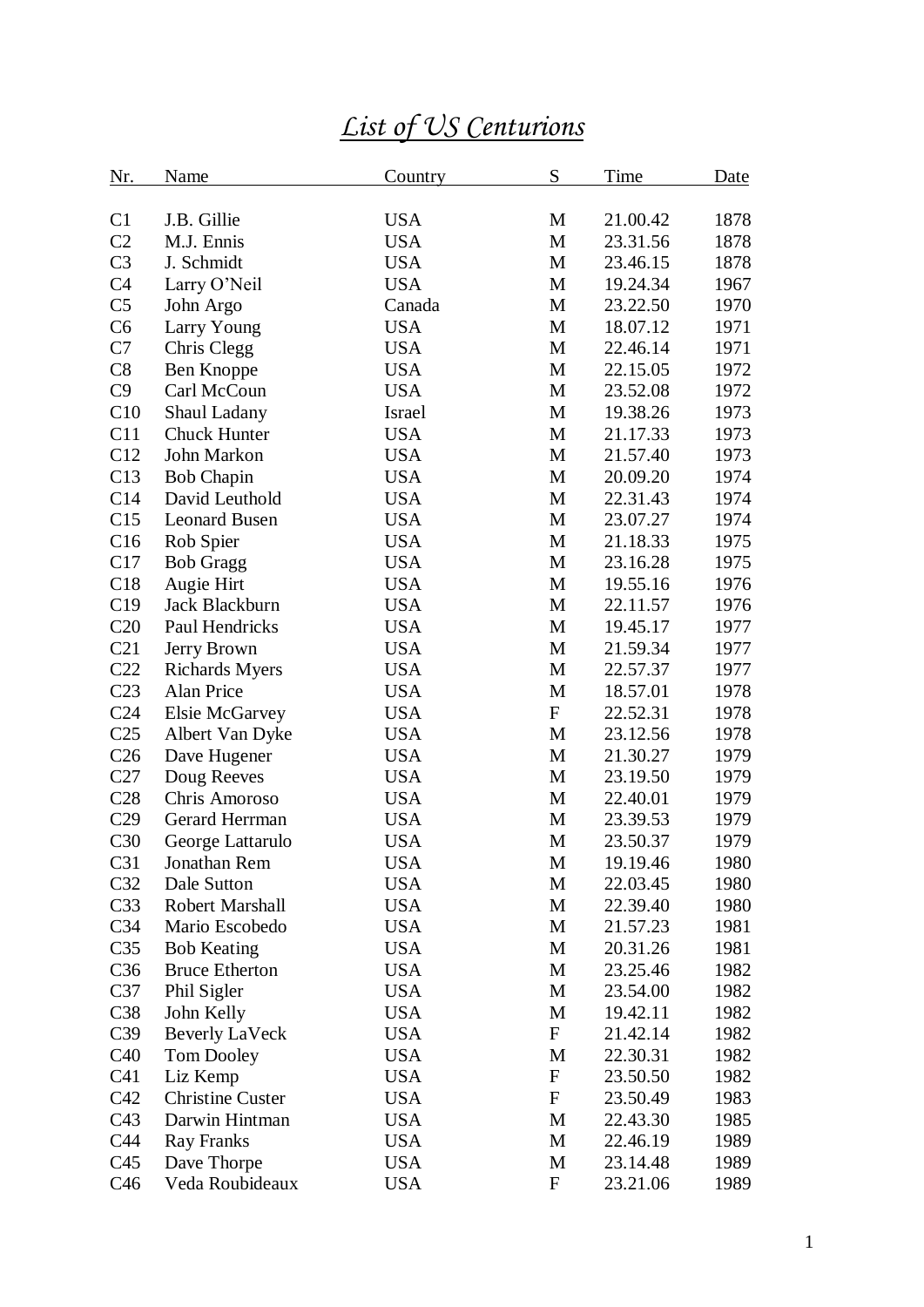# *List of US Centurions*

| Nr. | Name | Country | S | Time | Date |
|---|---|---|---|---|---|
| C1 | J.B. Gillie | USA | M | 21.00.42 | 1878 |
| C2 | M.J. Ennis | USA | M | 23.31.56 | 1878 |
| C3 | J. Schmidt | USA | M | 23.46.15 | 1878 |
| C4 | Larry O'Neil | USA | M | 19.24.34 | 1967 |
| C5 | John Argo | Canada | M | 23.22.50 | 1970 |
| C6 | Larry Young | USA | M | 18.07.12 | 1971 |
| C7 | Chris Clegg | USA | M | 22.46.14 | 1971 |
| C8 | Ben Knoppe | USA | M | 22.15.05 | 1972 |
| C9 | Carl McCoun | USA | M | 23.52.08 | 1972 |
| C10 | Shaul Ladany | Israel | M | 19.38.26 | 1973 |
| C11 | Chuck Hunter | USA | M | 21.17.33 | 1973 |
| C12 | John Markon | USA | M | 21.57.40 | 1973 |
| C13 | Bob Chapin | USA | M | 20.09.20 | 1974 |
| C14 | David Leuthold | USA | M | 22.31.43 | 1974 |
| C15 | Leonard Busen | USA | M | 23.07.27 | 1974 |
| C16 | Rob Spier | USA | M | 21.18.33 | 1975 |
| C17 | Bob Gragg | USA | M | 23.16.28 | 1975 |
| C18 | Augie Hirt | USA | M | 19.55.16 | 1976 |
| C19 | Jack Blackburn | USA | M | 22.11.57 | 1976 |
| C20 | Paul Hendricks | USA | M | 19.45.17 | 1977 |
| C21 | Jerry Brown | USA | M | 21.59.34 | 1977 |
| C22 | Richards Myers | USA | M | 22.57.37 | 1977 |
| C23 | Alan Price | USA | M | 18.57.01 | 1978 |
| C24 | Elsie McGarvey | USA | F | 22.52.31 | 1978 |
| C25 | Albert Van Dyke | USA | M | 23.12.56 | 1978 |
| C26 | Dave Hugener | USA | M | 21.30.27 | 1979 |
| C27 | Doug Reeves | USA | M | 23.19.50 | 1979 |
| C28 | Chris Amoroso | USA | M | 22.40.01 | 1979 |
| C29 | Gerard Herrman | USA | M | 23.39.53 | 1979 |
| C30 | George Lattarulo | USA | M | 23.50.37 | 1979 |
| C31 | Jonathan Rem | USA | M | 19.19.46 | 1980 |
| C32 | Dale Sutton | USA | M | 22.03.45 | 1980 |
| C33 | Robert Marshall | USA | M | 22.39.40 | 1980 |
| C34 | Mario Escobedo | USA | M | 21.57.23 | 1981 |
| C35 | Bob Keating | USA | M | 20.31.26 | 1981 |
| C36 | Bruce Etherton | USA | M | 23.25.46 | 1982 |
| C37 | Phil Sigler | USA | M | 23.54.00 | 1982 |
| C38 | John Kelly | USA | M | 19.42.11 | 1982 |
| C39 | Beverly LaVeck | USA | F | 21.42.14 | 1982 |
| C40 | Tom Dooley | USA | M | 22.30.31 | 1982 |
| C41 | Liz Kemp | USA | F | 23.50.50 | 1982 |
| C42 | Christine Custer | USA | F | 23.50.49 | 1983 |
| C43 | Darwin Hintman | USA | M | 22.43.30 | 1985 |
| C44 | Ray Franks | USA | M | 22.46.19 | 1989 |
| C45 | Dave Thorpe | USA | M | 23.14.48 | 1989 |
| C46 | Veda Roubideaux | USA | F | 23.21.06 | 1989 |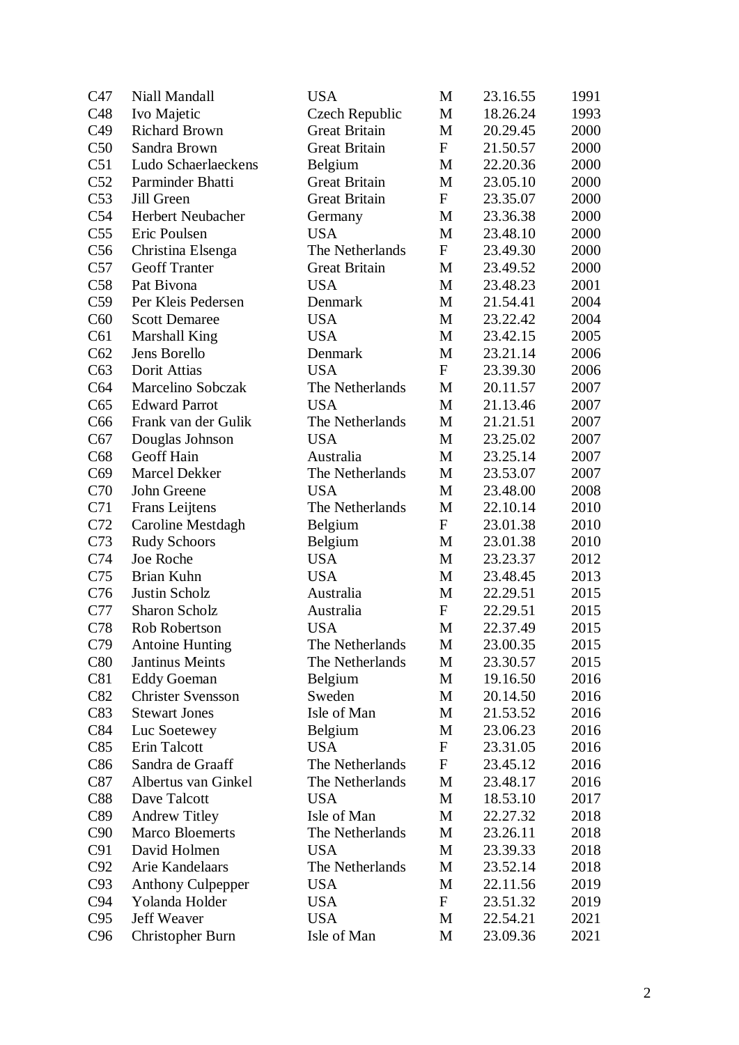| C47 | Niall Mandall | USA | M | 23.16.55 | 1991 |
|---|---|---|---|---|---|
| C48 | Ivo Majetic | Czech Republic | M | 18.26.24 | 1993 |
| C49 | Richard Brown | Great Britain | M | 20.29.45 | 2000 |
| C50 | Sandra Brown | Great Britain | F | 21.50.57 | 2000 |
| C51 | Ludo Schaerlaeckens | Belgium | M | 22.20.36 | 2000 |
| C52 | Parminder Bhatti | Great Britain | M | 23.05.10 | 2000 |
| C53 | Jill Green | Great Britain | F | 23.35.07 | 2000 |
| C54 | Herbert Neubacher | Germany | M | 23.36.38 | 2000 |
| C55 | Eric Poulsen | USA | M | 23.48.10 | 2000 |
| C56 | Christina Elsenga | The Netherlands | F | 23.49.30 | 2000 |
| C57 | Geoff Tranter | Great Britain | M | 23.49.52 | 2000 |
| C58 | Pat Bivona | USA | M | 23.48.23 | 2001 |
| C59 | Per Kleis Pedersen | Denmark | M | 21.54.41 | 2004 |
| C60 | Scott Demaree | USA | M | 23.22.42 | 2004 |
| C61 | Marshall King | USA | M | 23.42.15 | 2005 |
| C62 | Jens Borello | Denmark | M | 23.21.14 | 2006 |
| C63 | Dorit Attias | USA | F | 23.39.30 | 2006 |
| C64 | Marcelino Sobczak | The Netherlands | M | 20.11.57 | 2007 |
| C65 | Edward Parrot | USA | M | 21.13.46 | 2007 |
| C66 | Frank van der Gulik | The Netherlands | M | 21.21.51 | 2007 |
| C67 | Douglas Johnson | USA | M | 23.25.02 | 2007 |
| C68 | Geoff Hain | Australia | M | 23.25.14 | 2007 |
| C69 | Marcel Dekker | The Netherlands | M | 23.53.07 | 2007 |
| C70 | John Greene | USA | M | 23.48.00 | 2008 |
| C71 | Frans Leijtens | The Netherlands | M | 22.10.14 | 2010 |
| C72 | Caroline Mestdagh | Belgium | F | 23.01.38 | 2010 |
| C73 | Rudy Schoors | Belgium | M | 23.01.38 | 2010 |
| C74 | Joe Roche | USA | M | 23.23.37 | 2012 |
| C75 | Brian Kuhn | USA | M | 23.48.45 | 2013 |
| C76 | Justin Scholz | Australia | M | 22.29.51 | 2015 |
| C77 | Sharon Scholz | Australia | F | 22.29.51 | 2015 |
| C78 | Rob Robertson | USA | M | 22.37.49 | 2015 |
| C79 | Antoine Hunting | The Netherlands | M | 23.00.35 | 2015 |
| C80 | Jantinus Meints | The Netherlands | M | 23.30.57 | 2015 |
| C81 | Eddy Goeman | Belgium | M | 19.16.50 | 2016 |
| C82 | Christer Svensson | Sweden | M | 20.14.50 | 2016 |
| C83 | Stewart Jones | Isle of Man | M | 21.53.52 | 2016 |
| C84 | Luc Soetewey | Belgium | M | 23.06.23 | 2016 |
| C85 | Erin Talcott | USA | F | 23.31.05 | 2016 |
| C86 | Sandra de Graaff | The Netherlands | F | 23.45.12 | 2016 |
| C87 | Albertus van Ginkel | The Netherlands | M | 23.48.17 | 2016 |
| C88 | Dave Talcott | USA | M | 18.53.10 | 2017 |
| C89 | Andrew Titley | Isle of Man | M | 22.27.32 | 2018 |
| C90 | Marco Bloemerts | The Netherlands | M | 23.26.11 | 2018 |
| C91 | David Holmen | USA | M | 23.39.33 | 2018 |
| C92 | Arie Kandelaars | The Netherlands | M | 23.52.14 | 2018 |
| C93 | Anthony Culpepper | USA | M | 22.11.56 | 2019 |
| C94 | Yolanda Holder | USA | F | 23.51.32 | 2019 |
| C95 | Jeff Weaver | USA | M | 22.54.21 | 2021 |
| C96 | Christopher Burn | Isle of Man | M | 23.09.36 | 2021 |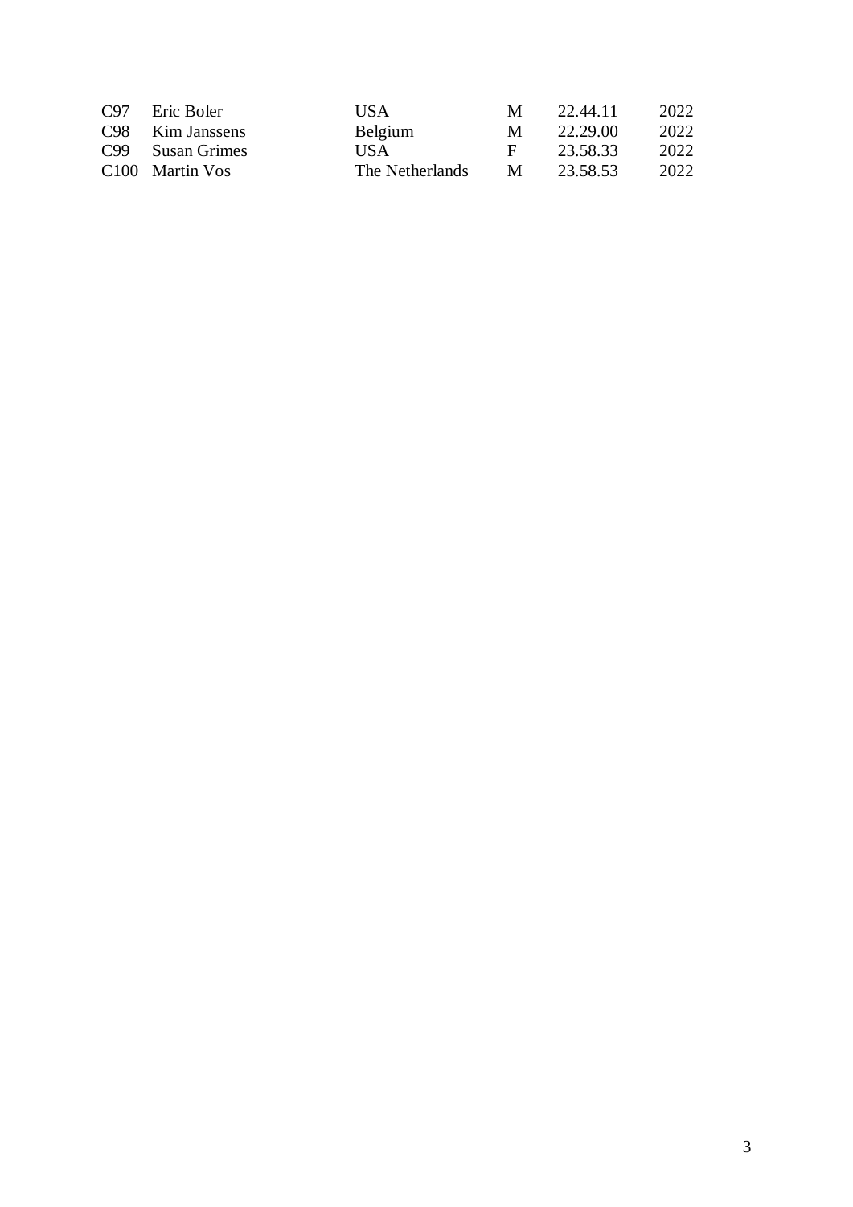| | | | | | |
|---|---|---|---|---|---|
| C97 | Eric Boler | USA | M | 22.44.11 | 2022 |
| C98 | Kim Janssens | Belgium | M | 22.29.00 | 2022 |
| C99 | Susan Grimes | USA | F | 23.58.33 | 2022 |
| C100 | Martin Vos | The Netherlands | M | 23.58.53 | 2022 |